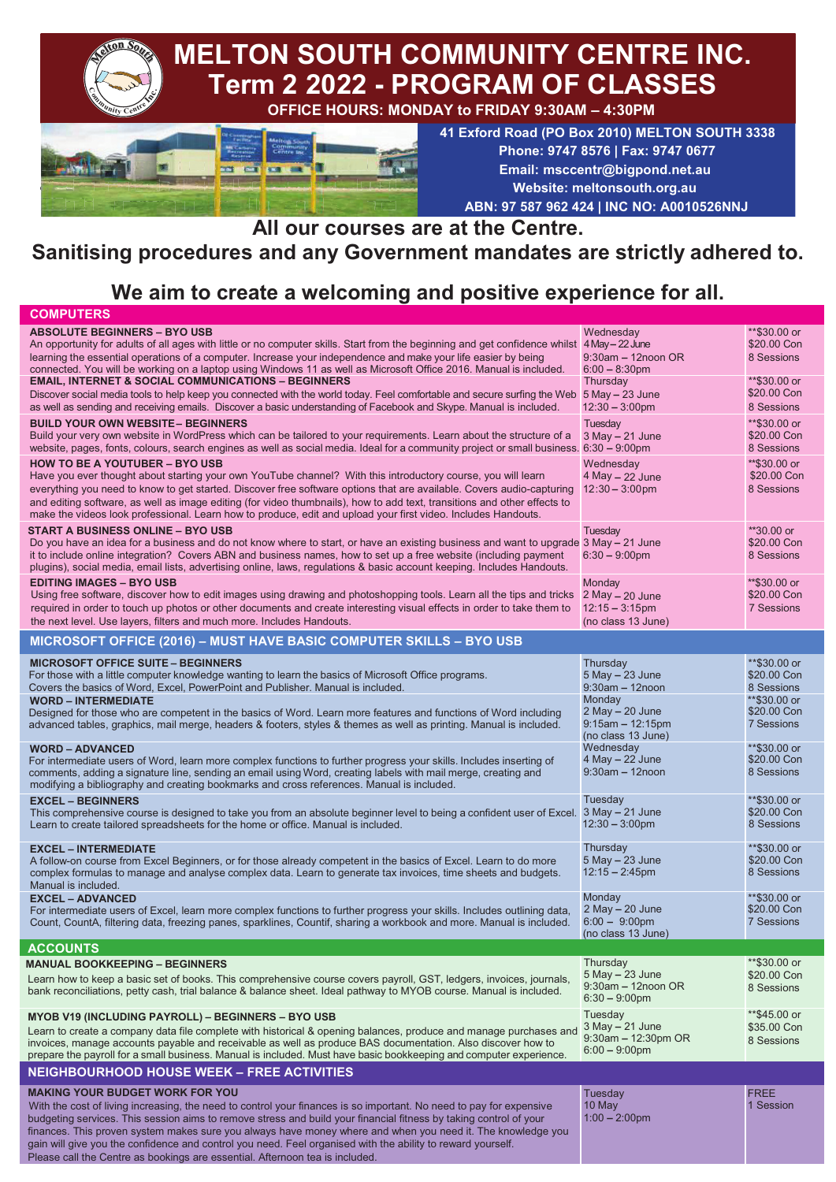# MELTON SOUTH COMMUNITY CENTRE INC.
# Term 2 2022 - PROGRAM OF CLASSES

**OFFICE HOURS: MONDAY to FRIDAY 9:30AM – 4:30PM**

**41 Exford Road (PO Box 2010) MELTON SOUTH 3338**
**Phone: 9747 8576 | Fax: 9747 0677**
**Email: msccentr@bigpond.net.au**
**Website: meltonsouth.org.au**
**ABN: 97 587 962 424 | INC NO: A0010526NNJ**

## All our courses are at the Centre.
## Sanitising procedures and any Government mandates are strictly adhered to.

## We aim to create a welcoming and positive experience for all.

### COMPUTERS

| Course | Day / Dates / Time | Cost |
|---|---|---|
| **ABSOLUTE BEGINNERS – BYO USB**<br>An opportunity for adults of all ages with little or no computer skills. Start from the beginning and get confidence whilst learning the essential operations of a computer. Increase your independence and make your life easier by being connected. You will be working on a laptop using Windows 11 as well as Microsoft Office 2016. Manual is included. | Wednesday<br>4 May – 22 June<br>9:30am – 12noon OR<br>6:00 – 8:30pm | **$30.00 or<br>$20.00 Con<br>8 Sessions |
| **EMAIL, INTERNET & SOCIAL COMMUNICATIONS – BEGINNERS**<br>Discover social media tools to help keep you connected with the world today. Feel comfortable and secure surfing the Web as well as sending and receiving emails. Discover a basic understanding of Facebook and Skype. Manual is included. | Thursday<br>5 May – 23 June<br>12:30 – 3:00pm | **$30.00 or<br>$20.00 Con<br>8 Sessions |
| **BUILD YOUR OWN WEBSITE– BEGINNERS**<br>Build your very own website in WordPress which can be tailored to your requirements. Learn about the structure of a website, pages, fonts, colours, search engines as well as social media. Ideal for a community project or small business. | Tuesday<br>3 May – 21 June<br>6:30 – 9:00pm | **$30.00 or<br>$20.00 Con<br>8 Sessions |
| **HOW TO BE A YOUTUBER – BYO USB**<br>Have you ever thought about starting your own YouTube channel? With this introductory course, you will learn everything you need to know to get started. Discover free software options that are available. Covers audio-capturing and editing software, as well as image editing (for video thumbnails), how to add text, transitions and other effects to make the videos look professional. Learn how to produce, edit and upload your first video. Includes Handouts. | Wednesday<br>4 May – 22 June<br>12:30 – 3:00pm | **$30.00 or<br>$20.00 Con<br>8 Sessions |
| **START A BUSINESS ONLINE – BYO USB**<br>Do you have an idea for a business and do not know where to start, or have an existing business and want to upgrade it to include online integration? Covers ABN and business names, how to set up a free website (including payment plugins), social media, email lists, advertising online, laws, regulations & basic account keeping. Includes Handouts. | Tuesday<br>3 May – 21 June<br>6:30 – 9:00pm | **30.00 or<br>$20.00 Con<br>8 Sessions |
| **EDITING IMAGES – BYO USB**<br>Using free software, discover how to edit images using drawing and photoshopping tools. Learn all the tips and tricks required in order to touch up photos or other documents and create interesting visual effects in order to take them to the next level. Use layers, filters and much more. Includes Handouts. | Monday<br>2 May – 20 June<br>12:15 – 3:15pm<br>(no class 13 June) | **$30.00 or<br>$20.00 Con<br>7 Sessions |

### MICROSOFT OFFICE (2016) – MUST HAVE BASIC COMPUTER SKILLS – BYO USB

| Course | Day / Dates / Time | Cost |
|---|---|---|
| **MICROSOFT OFFICE SUITE – BEGINNERS**<br>For those with a little computer knowledge wanting to learn the basics of Microsoft Office programs. Covers the basics of Word, Excel, PowerPoint and Publisher. Manual is included. | Thursday<br>5 May – 23 June<br>9:30am – 12noon | **$30.00 or<br>$20.00 Con<br>8 Sessions |
| **WORD – INTERMEDIATE**<br>Designed for those who are competent in the basics of Word. Learn more features and functions of Word including advanced tables, graphics, mail merge, headers & footers, styles & themes as well as printing. Manual is included. | Monday<br>2 May – 20 June<br>9:15am – 12:15pm<br>(no class 13 June) | **$30.00 or<br>$20.00 Con<br>7 Sessions |
| **WORD – ADVANCED**<br>For intermediate users of Word, learn more complex functions to further progress your skills. Includes inserting of comments, adding a signature line, sending an email using Word, creating labels with mail merge, creating and modifying a bibliography and creating bookmarks and cross references. Manual is included. | Wednesday<br>4 May – 22 June<br>9:30am – 12noon | **$30.00 or<br>$20.00 Con<br>8 Sessions |
| **EXCEL – BEGINNERS**<br>This comprehensive course is designed to take you from an absolute beginner level to being a confident user of Excel. Learn to create tailored spreadsheets for the home or office. Manual is included. | Tuesday<br>3 May – 21 June<br>12:30 – 3:00pm | **$30.00 or<br>$20.00 Con<br>8 Sessions |
| **EXCEL – INTERMEDIATE**<br>A follow-on course from Excel Beginners, or for those already competent in the basics of Excel. Learn to do more complex formulas to manage and analyse complex data. Learn to generate tax invoices, time sheets and budgets. Manual is included. | Thursday<br>5 May – 23 June<br>12:15 – 2:45pm | **$30.00 or<br>$20.00 Con<br>8 Sessions |
| **EXCEL – ADVANCED**<br>For intermediate users of Excel, learn more complex functions to further progress your skills. Includes outlining data, Count, CountA, filtering data, freezing panes, sparklines, Countif, sharing a workbook and more. Manual is included. | Monday<br>2 May – 20 June<br>6:00 – 9:00pm<br>(no class 13 June) | **$30.00 or<br>$20.00 Con<br>7 Sessions |

### ACCOUNTS

| Course | Day / Dates / Time | Cost |
|---|---|---|
| **MANUAL BOOKKEEPING – BEGINNERS**<br>Learn how to keep a basic set of books. This comprehensive course covers payroll, GST, ledgers, invoices, journals, bank reconciliations, petty cash, trial balance & balance sheet. Ideal pathway to MYOB course. Manual is included. | Thursday<br>5 May – 23 June<br>9:30am – 12noon OR<br>6:30 – 9:00pm | **$30.00 or<br>$20.00 Con<br>8 Sessions |
| **MYOB V19 (INCLUDING PAYROLL) – BEGINNERS – BYO USB**<br>Learn to create a company data file complete with historical & opening balances, produce and manage purchases and invoices, manage accounts payable and receivable as well as produce BAS documentation. Also discover how to prepare the payroll for a small business. Manual is included. Must have basic bookkeeping and computer experience. | Tuesday<br>3 May – 21 June<br>9:30am – 12:30pm OR<br>6:00 – 9:00pm | **$45.00 or<br>$35.00 Con<br>8 Sessions |

### NEIGHBOURHOOD HOUSE WEEK – FREE ACTIVITIES

| Course | Day / Dates / Time | Cost |
|---|---|---|
| **MAKING YOUR BUDGET WORK FOR YOU**<br>With the cost of living increasing, the need to control your finances is so important. No need to pay for expensive budgeting services. This session aims to remove stress and build your financial fitness by taking control of your finances. This proven system makes sure you always have money where and when you need it. The knowledge you gain will give you the confidence and control you need. Feel organised with the ability to reward yourself. Please call the Centre as bookings are essential. Afternoon tea is included. | Tuesday<br>10 May<br>1:00 – 2:00pm | FREE<br>1 Session |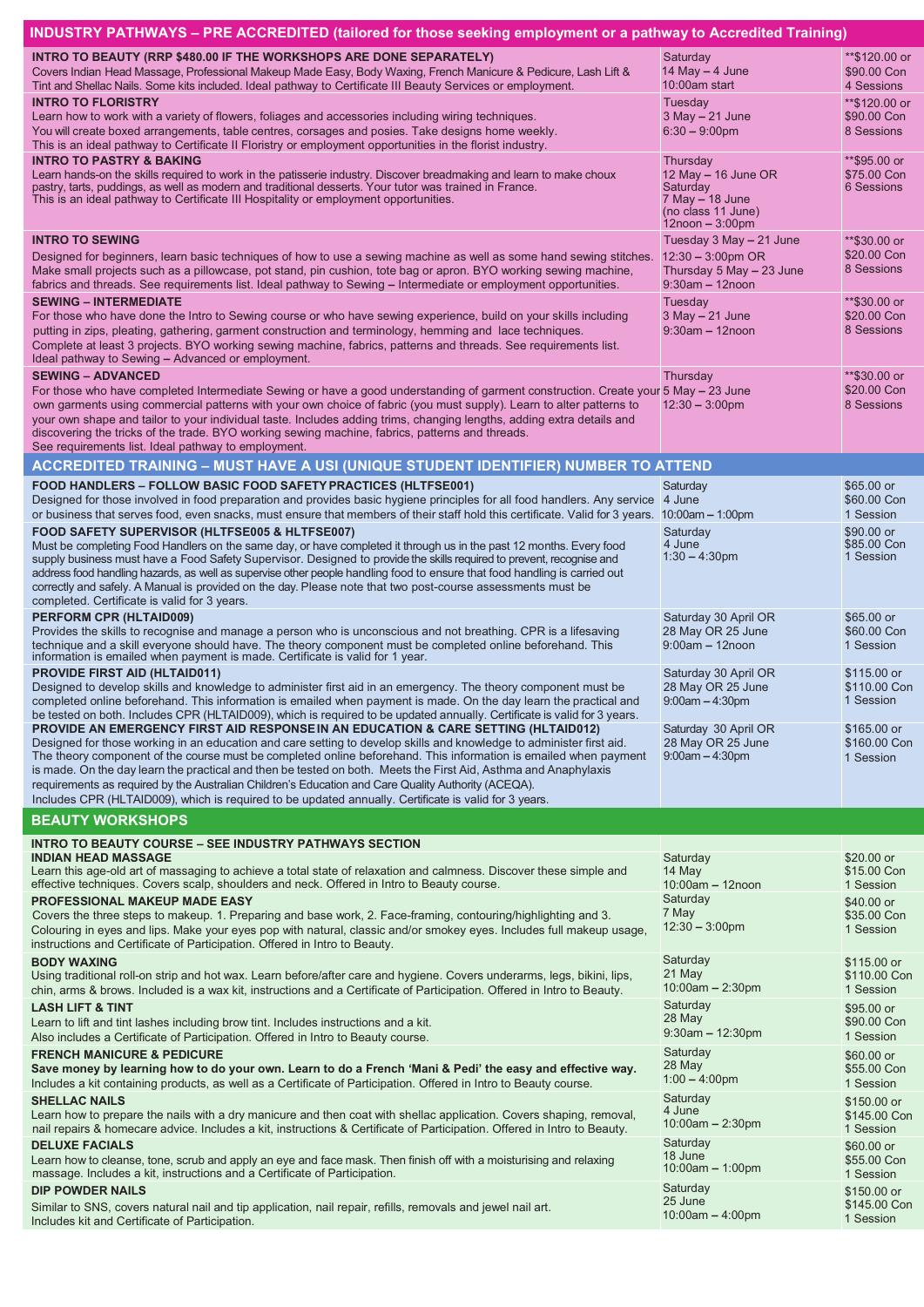## INDUSTRY PATHWAYS – PRE ACCREDITED (tailored for those seeking employment or a pathway to Accredited Training)

| Course | Schedule | Cost |
|---|---|---|
| **INTRO TO BEAUTY (RRP $480.00 IF THE WORKSHOPS ARE DONE SEPARATELY)**<br>Covers Indian Head Massage, Professional Makeup Made Easy, Body Waxing, French Manicure & Pedicure, Lash Lift & Tint and Shellac Nails. Some kits included. Ideal pathway to Certificate III Beauty Services or employment. | Saturday<br>14 May – 4 June<br>10:00am start | **$120.00 or<br>$90.00 Con<br>4 Sessions |
| **INTRO TO FLORISTRY**<br>Learn how to work with a variety of flowers, foliages and accessories including wiring techniques.<br>You will create boxed arrangements, table centres, corsages and posies. Take designs home weekly.<br>This is an ideal pathway to Certificate II Floristry or employment opportunities in the florist industry. | Tuesday<br>3 May – 21 June<br>6:30 – 9:00pm | **$120.00 or<br>$90.00 Con<br>8 Sessions |
| **INTRO TO PASTRY & BAKING**<br>Learn hands-on the skills required to work in the patisserie industry. Discover breadmaking and learn to make choux pastry, tarts, puddings, as well as modern and traditional desserts. Your tutor was trained in France.<br>This is an ideal pathway to Certificate III Hospitality or employment opportunities. | Thursday<br>12 May – 16 June OR<br>Saturday<br>7 May – 18 June<br>(no class 11 June)<br>12noon – 3:00pm | **$95.00 or<br>$75.00 Con<br>6 Sessions |
| **INTRO TO SEWING**<br>Designed for beginners, learn basic techniques of how to use a sewing machine as well as some hand sewing stitches. Make small projects such as a pillowcase, pot stand, pin cushion, tote bag or apron. BYO working sewing machine, fabrics and threads. See requirements list. Ideal pathway to Sewing – Intermediate or employment opportunities. | Tuesday 3 May – 21 June<br>12:30 – 3:00pm OR<br>Thursday 5 May – 23 June<br>9:30am – 12noon | **$30.00 or<br>$20.00 Con<br>8 Sessions |
| **SEWING – INTERMEDIATE**<br>For those who have done the Intro to Sewing course or who have sewing experience, build on your skills including putting in zips, pleating, gathering, garment construction and terminology, hemming and lace techniques.<br>Complete at least 3 projects. BYO working sewing machine, fabrics, patterns and threads. See requirements list.<br>Ideal pathway to Sewing – Advanced or employment. | Tuesday<br>3 May – 21 June<br>9:30am – 12noon | **$30.00 or<br>$20.00 Con<br>8 Sessions |
| **SEWING – ADVANCED**<br>For those who have completed Intermediate Sewing or have a good understanding of garment construction. Create your own garments using commercial patterns with your own choice of fabric (you must supply). Learn to alter patterns to your own shape and tailor to your individual taste. Includes adding trims, changing lengths, adding extra details and discovering the tricks of the trade. BYO working sewing machine, fabrics, patterns and threads.<br>See requirements list. Ideal pathway to employment. | Thursday<br>5 May – 23 June<br>12:30 – 3:00pm | **$30.00 or<br>$20.00 Con<br>8 Sessions |

## ACCREDITED TRAINING – MUST HAVE A USI (UNIQUE STUDENT IDENTIFIER) NUMBER TO ATTEND

| Course | Schedule | Cost |
|---|---|---|
| **FOOD HANDLERS – FOLLOW BASIC FOOD SAFETY PRACTICES (HLTFSE001)**<br>Designed for those involved in food preparation and provides basic hygiene principles for all food handlers. Any service or business that serves food, even snacks, must ensure that members of their staff hold this certificate. Valid for 3 years. | Saturday<br>4 June<br>10:00am – 1:00pm | $65.00 or<br>$60.00 Con<br>1 Session |
| **FOOD SAFETY SUPERVISOR (HLTFSE005 & HLTFSE007)**<br>Must be completing Food Handlers on the same day, or have completed it through us in the past 12 months. Every food supply business must have a Food Safety Supervisor. Designed to provide the skills required to prevent, recognise and address food handling hazards, as well as supervise other people handling food to ensure that food handling is carried out correctly and safely. A Manual is provided on the day. Please note that two post-course assessments must be completed. Certificate is valid for 3 years. | Saturday<br>4 June<br>1:30 – 4:30pm | $90.00 or<br>$85.00 Con<br>1 Session |
| **PERFORM CPR (HLTAID009)**<br>Provides the skills to recognise and manage a person who is unconscious and not breathing. CPR is a lifesaving technique and a skill everyone should have. The theory component must be completed online beforehand. This information is emailed when payment is made. Certificate is valid for 1 year. | Saturday 30 April OR<br>28 May OR 25 June<br>9:00am – 12noon | $65.00 or<br>$60.00 Con<br>1 Session |
| **PROVIDE FIRST AID (HLTAID011)**<br>Designed to develop skills and knowledge to administer first aid in an emergency. The theory component must be completed online beforehand. This information is emailed when payment is made. On the day learn the practical and be tested on both. Includes CPR (HLTAID009), which is required to be updated annually. Certificate is valid for 3 years. | Saturday 30 April OR<br>28 May OR 25 June<br>9:00am – 4:30pm | $115.00 or<br>$110.00 Con<br>1 Session |
| **PROVIDE AN EMERGENCY FIRST AID RESPONSE IN AN EDUCATION & CARE SETTING (HLTAID012)**<br>Designed for those working in an education and care setting to develop skills and knowledge to administer first aid.<br>The theory component of the course must be completed online beforehand. This information is emailed when payment is made. On the day learn the practical and then be tested on both. Meets the First Aid, Asthma and Anaphylaxis requirements as required by the Australian Children's Education and Care Quality Authority (ACEQA).<br>Includes CPR (HLTAID009), which is required to be updated annually. Certificate is valid for 3 years. | Saturday 30 April OR<br>28 May OR 25 June<br>9:00am – 4:30pm | $165.00 or<br>$160.00 Con<br>1 Session |

## BEAUTY WORKSHOPS

**INTRO TO BEAUTY COURSE – SEE INDUSTRY PATHWAYS SECTION**

| Course | Schedule | Cost |
|---|---|---|
| **INDIAN HEAD MASSAGE**<br>Learn this age-old art of massaging to achieve a total state of relaxation and calmness. Discover these simple and effective techniques. Covers scalp, shoulders and neck. Offered in Intro to Beauty course. | Saturday<br>14 May<br>10:00am – 12noon | $20.00 or<br>$15.00 Con<br>1 Session |
| **PROFESSIONAL MAKEUP MADE EASY**<br>Covers the three steps to makeup. 1. Preparing and base work, 2. Face-framing, contouring/highlighting and 3. Colouring in eyes and lips. Make your eyes pop with natural, classic and/or smokey eyes. Includes full makeup usage, instructions and Certificate of Participation. Offered in Intro to Beauty. | Saturday<br>7 May<br>12:30 – 3:00pm | $40.00 or<br>$35.00 Con<br>1 Session |
| **BODY WAXING**<br>Using traditional roll-on strip and hot wax. Learn before/after care and hygiene. Covers underarms, legs, bikini, lips, chin, arms & brows. Included is a wax kit, instructions and a Certificate of Participation. Offered in Intro to Beauty. | Saturday<br>21 May<br>10:00am – 2:30pm | $115.00 or<br>$110.00 Con<br>1 Session |
| **LASH LIFT & TINT**<br>Learn to lift and tint lashes including brow tint. Includes instructions and a kit.<br>Also includes a Certificate of Participation. Offered in Intro to Beauty course. | Saturday<br>28 May<br>9:30am – 12:30pm | $95.00 or<br>$90.00 Con<br>1 Session |
| **FRENCH MANICURE & PEDICURE**<br>**Save money by learning how to do your own. Learn to do a French 'Mani & Pedi' the easy and effective way.**<br>Includes a kit containing products, as well as a Certificate of Participation. Offered in Intro to Beauty course. | Saturday<br>28 May<br>1:00 – 4:00pm | $60.00 or<br>$55.00 Con<br>1 Session |
| **SHELLAC NAILS**<br>Learn how to prepare the nails with a dry manicure and then coat with shellac application. Covers shaping, removal, nail repairs & homecare advice. Includes a kit, instructions & Certificate of Participation. Offered in Intro to Beauty. | Saturday<br>4 June<br>10:00am – 2:30pm | $150.00 or<br>$145.00 Con<br>1 Session |
| **DELUXE FACIALS**<br>Learn how to cleanse, tone, scrub and apply an eye and face mask. Then finish off with a moisturising and relaxing massage. Includes a kit, instructions and a Certificate of Participation. | Saturday<br>18 June<br>10:00am – 1:00pm | $60.00 or<br>$55.00 Con<br>1 Session |
| **DIP POWDER NAILS**<br>Similar to SNS, covers natural nail and tip application, nail repair, refills, removals and jewel nail art.<br>Includes kit and Certificate of Participation. | Saturday<br>25 June<br>10:00am – 4:00pm | $150.00 or<br>$145.00 Con<br>1 Session |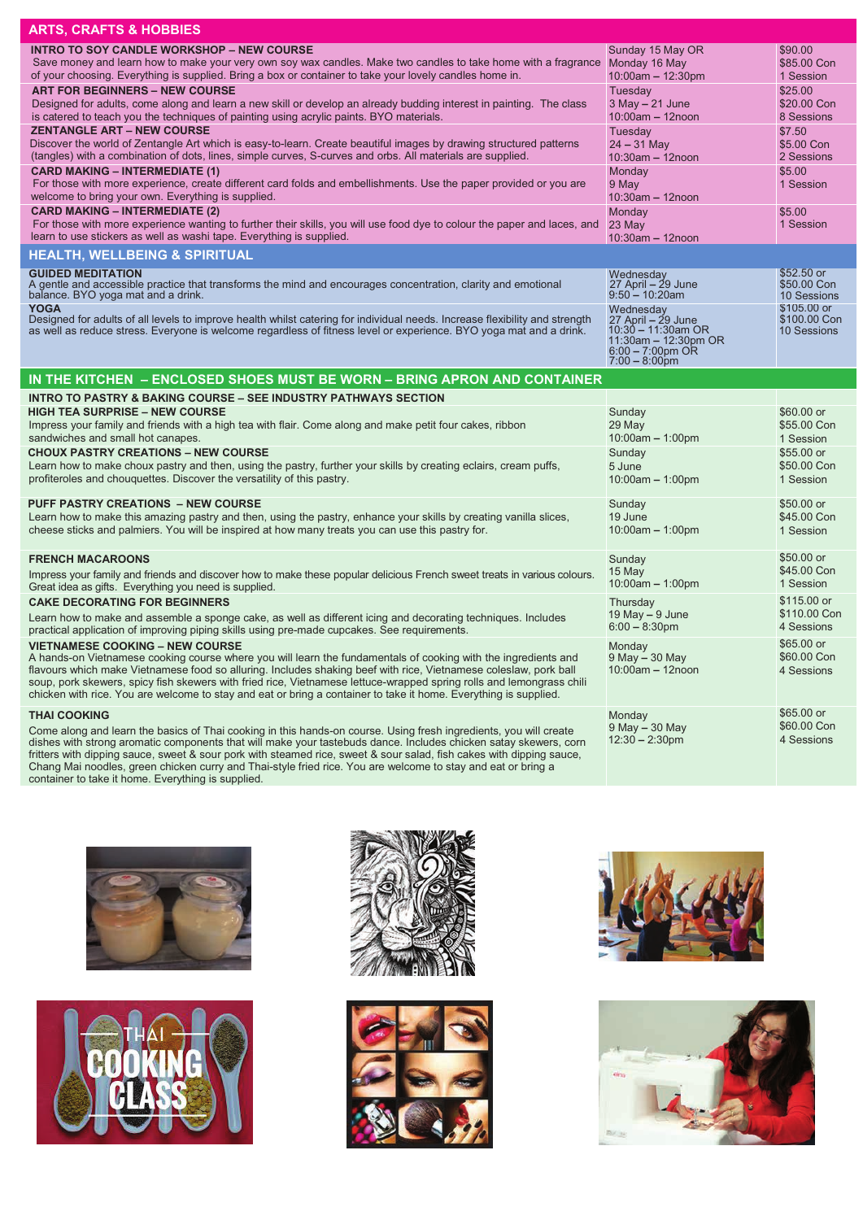## ARTS, CRAFTS & HOBBIES

| Course | Date/Time | Fee |
|---|---|---|
| **INTRO TO SOY CANDLE WORKSHOP – NEW COURSE**<br>Save money and learn how to make your very own soy wax candles. Make two candles to take home with a fragrance of your choosing. Everything is supplied. Bring a box or container to take your lovely candles home in. | Sunday 15 May OR<br>Monday 16 May<br>10:00am – 12:30pm | $90.00<br>$85.00 Con<br>1 Session |
| **ART FOR BEGINNERS – NEW COURSE**<br>Designed for adults, come along and learn a new skill or develop an already budding interest in painting. The class is catered to teach you the techniques of painting using acrylic paints. BYO materials. | Tuesday<br>3 May – 21 June<br>10:00am – 12noon | $25.00<br>$20.00 Con<br>8 Sessions |
| **ZENTANGLE ART – NEW COURSE**<br>Discover the world of Zentangle Art which is easy-to-learn. Create beautiful images by drawing structured patterns (tangles) with a combination of dots, lines, simple curves, S-curves and orbs. All materials are supplied. | Tuesday<br>24 – 31 May<br>10:30am – 12noon | $7.50<br>$5.00 Con<br>2 Sessions |
| **CARD MAKING – INTERMEDIATE (1)**<br>For those with more experience, create different card folds and embellishments. Use the paper provided or you are welcome to bring your own. Everything is supplied. | Monday<br>9 May<br>10:30am – 12noon | $5.00<br>1 Session |
| **CARD MAKING – INTERMEDIATE (2)**<br>For those with more experience wanting to further their skills, you will use food dye to colour the paper and laces, and learn to use stickers as well as washi tape. Everything is supplied. | Monday<br>23 May<br>10:30am – 12noon | $5.00<br>1 Session |

## HEALTH, WELLBEING & SPIRITUAL

| Course | Date/Time | Fee |
|---|---|---|
| **GUIDED MEDITATION**<br>A gentle and accessible practice that transforms the mind and encourages concentration, clarity and emotional balance. BYO yoga mat and a drink. | Wednesday<br>27 April – 29 June<br>9:50 – 10:20am | $52.50 or<br>$50.00 Con<br>10 Sessions |
| **YOGA**<br>Designed for adults of all levels to improve health whilst catering for individual needs. Increase flexibility and strength as well as reduce stress. Everyone is welcome regardless of fitness level or experience. BYO yoga mat and a drink. | Wednesday<br>27 April – 29 June<br>10:30 – 11:30am OR<br>11:30am – 12:30pm OR<br>6:00 – 7:00pm OR<br>7:00 – 8:00pm | $105.00 or<br>$100.00 Con<br>10 Sessions |

## IN THE KITCHEN – ENCLOSED SHOES MUST BE WORN – BRING APRON AND CONTAINER

| Course | Date/Time | Fee |
|---|---|---|
| **INTRO TO PASTRY & BAKING COURSE – SEE INDUSTRY PATHWAYS SECTION** | | |
| **HIGH TEA SURPRISE – NEW COURSE**<br>Impress your family and friends with a high tea with flair. Come along and make petit four cakes, ribbon sandwiches and small hot canapes. | Sunday<br>29 May<br>10:00am – 1:00pm | $60.00 or<br>$55.00 Con<br>1 Session |
| **CHOUX PASTRY CREATIONS – NEW COURSE**<br>Learn how to make choux pastry and then, using the pastry, further your skills by creating eclairs, cream puffs, profiteroles and chouquettes. Discover the versatility of this pastry. | Sunday<br>5 June<br>10:00am – 1:00pm | $55.00 or<br>$50.00 Con<br>1 Session |
| **PUFF PASTRY CREATIONS – NEW COURSE**<br>Learn how to make this amazing pastry and then, using the pastry, enhance your skills by creating vanilla slices, cheese sticks and palmiers. You will be inspired at how many treats you can use this pastry for. | Sunday<br>19 June<br>10:00am – 1:00pm | $50.00 or<br>$45.00 Con<br>1 Session |
| **FRENCH MACAROONS**<br>Impress your family and friends and discover how to make these popular delicious French sweet treats in various colours. Great idea as gifts. Everything you need is supplied. | Sunday<br>15 May<br>10:00am – 1:00pm | $50.00 or<br>$45.00 Con<br>1 Session |
| **CAKE DECORATING FOR BEGINNERS**<br>Learn how to make and assemble a sponge cake, as well as different icing and decorating techniques. Includes practical application of improving piping skills using pre-made cupcakes. See requirements. | Thursday<br>19 May – 9 June<br>6:00 – 8:30pm | $115.00 or<br>$110.00 Con<br>4 Sessions |
| **VIETNAMESE COOKING – NEW COURSE**<br>A hands-on Vietnamese cooking course where you will learn the fundamentals of cooking with the ingredients and flavours which make Vietnamese food so alluring. Includes shaking beef with rice, Vietnamese coleslaw, pork ball soup, pork skewers, spicy fish skewers with fried rice, Vietnamese lettuce-wrapped spring rolls and lemongrass chili chicken with rice. You are welcome to stay and eat or bring a container to take it home. Everything is supplied. | Monday<br>9 May – 30 May<br>10:00am – 12noon | $65.00 or<br>$60.00 Con<br>4 Sessions |
| **THAI COOKING**<br>Come along and learn the basics of Thai cooking in this hands-on course. Using fresh ingredients, you will create dishes with strong aromatic components that will make your tastebuds dance. Includes chicken satay skewers, corn fritters with dipping sauce, sweet & sour pork with steamed rice, sweet & sour salad, fish cakes with dipping sauce, Chang Mai noodles, green chicken curry and Thai-style fried rice. You are welcome to stay and eat or bring a container to take it home. Everything is supplied. | Monday<br>9 May – 30 May<br>12:30 – 2:30pm | $65.00 or<br>$60.00 Con<br>4 Sessions |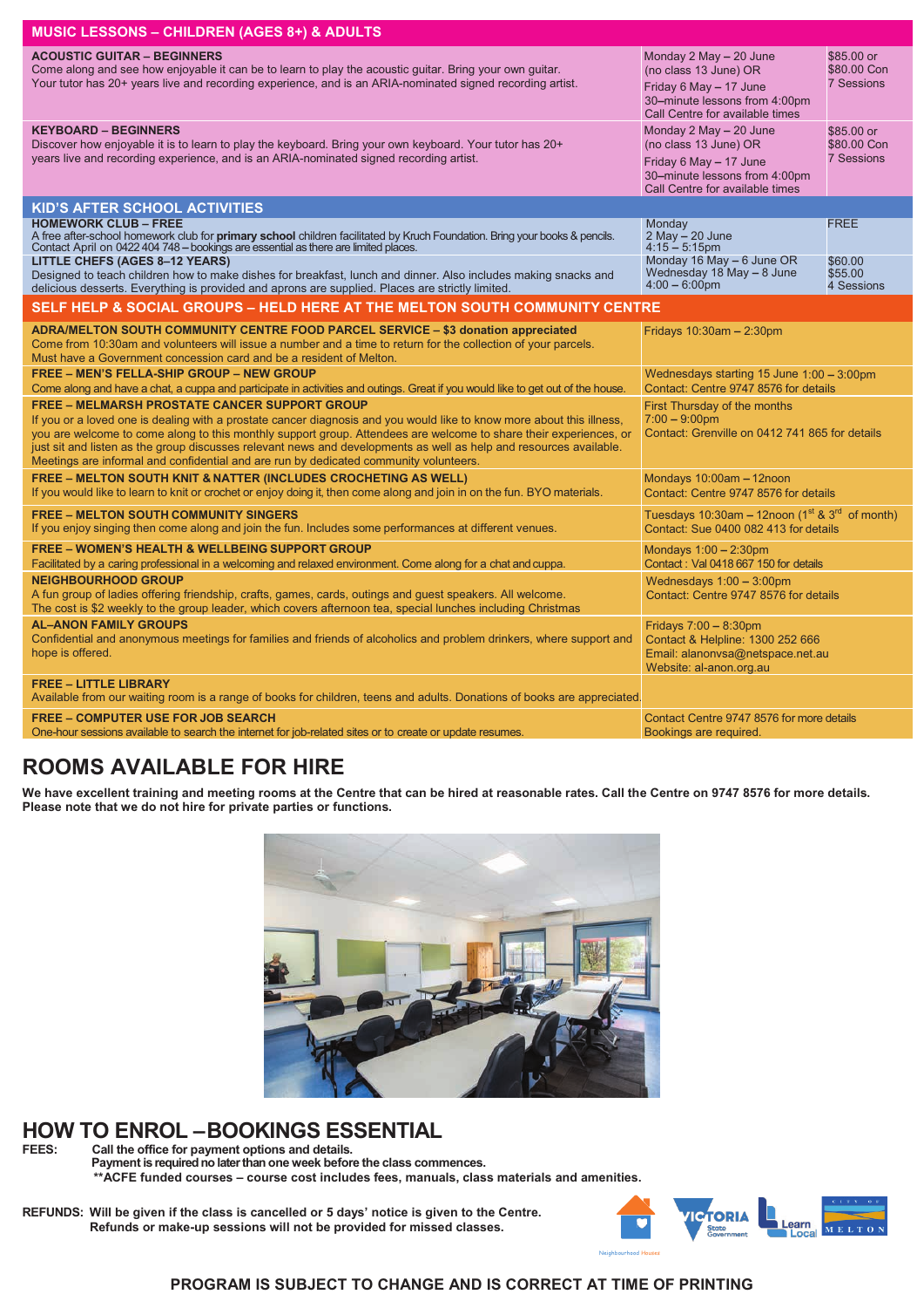## MUSIC LESSONS – CHILDREN (AGES 8+) & ADULTS

| | | |
|---|---|---|
| **ACOUSTIC GUITAR – BEGINNERS**<br>Come along and see how enjoyable it can be to learn to play the acoustic guitar. Bring your own guitar. Your tutor has 20+ years live and recording experience, and is an ARIA-nominated signed recording artist. | Monday 2 May – 20 June (no class 13 June) OR<br>Friday 6 May – 17 June<br>30–minute lessons from 4:00pm<br>Call Centre for available times | $85.00 or $80.00 Con<br>7 Sessions |
| **KEYBOARD – BEGINNERS**<br>Discover how enjoyable it is to learn to play the keyboard. Bring your own keyboard. Your tutor has 20+ years live and recording experience, and is an ARIA-nominated signed recording artist. | Monday 2 May – 20 June (no class 13 June) OR<br>Friday 6 May – 17 June<br>30–minute lessons from 4:00pm<br>Call Centre for available times | $85.00 or $80.00 Con<br>7 Sessions |

## KID'S AFTER SCHOOL ACTIVITIES

| | | |
|---|---|---|
| **HOMEWORK CLUB – FREE**<br>A free after-school homework club for **primary school** children facilitated by Kruch Foundation. Bring your books & pencils. Contact April on 0422 404 748 – bookings are essential as there are limited places. | Monday<br>2 May – 20 June<br>4:15 – 5:15pm | FREE |
| **LITTLE CHEFS (AGES 8–12 YEARS)**<br>Designed to teach children how to make dishes for breakfast, lunch and dinner. Also includes making snacks and delicious desserts. Everything is provided and aprons are supplied. Places are strictly limited. | Monday 16 May – 6 June OR<br>Wednesday 18 May – 8 June<br>4:00 – 6:00pm | $60.00<br>$55.00<br>4 Sessions |

## SELF HELP & SOCIAL GROUPS – HELD HERE AT THE MELTON SOUTH COMMUNITY CENTRE

| | |
|---|---|
| **ADRA/MELTON SOUTH COMMUNITY CENTRE FOOD PARCEL SERVICE – $3 donation appreciated**<br>Come from 10:30am and volunteers will issue a number and a time to return for the collection of your parcels. Must have a Government concession card and be a resident of Melton. | Fridays 10:30am – 2:30pm |
| **FREE – MEN'S FELLA-SHIP GROUP – NEW GROUP**<br>Come along and have a chat, a cuppa and participate in activities and outings. Great if you would like to get out of the house. | Wednesdays starting 15 June 1:00 – 3:00pm<br>Contact: Centre 9747 8576 for details |
| **FREE – MELMARSH PROSTATE CANCER SUPPORT GROUP**<br>If you or a loved one is dealing with a prostate cancer diagnosis and you would like to know more about this illness, you are welcome to come along to this monthly support group. Attendees are welcome to share their experiences, or just sit and listen as the group discusses relevant news and developments as well as help and resources available. Meetings are informal and confidential and are run by dedicated community volunteers. | First Thursday of the months<br>7:00 – 9:00pm<br>Contact: Grenville on 0412 741 865 for details |
| **FREE – MELTON SOUTH KNIT & NATTER (INCLUDES CROCHETING AS WELL)**<br>If you would like to learn to knit or crochet or enjoy doing it, then come along and join in on the fun. BYO materials. | Mondays 10:00am – 12noon<br>Contact: Centre 9747 8576 for details |
| **FREE – MELTON SOUTH COMMUNITY SINGERS**<br>If you enjoy singing then come along and join the fun. Includes some performances at different venues. | Tuesdays 10:30am – 12noon (1st & 3rd of month)<br>Contact: Sue 0400 082 413 for details |
| **FREE – WOMEN'S HEALTH & WELLBEING SUPPORT GROUP**<br>Facilitated by a caring professional in a welcoming and relaxed environment. Come along for a chat and cuppa. | Mondays 1:00 – 2:30pm<br>Contact : Val 0418 667 150 for details |
| **NEIGHBOURHOOD GROUP**<br>A fun group of ladies offering friendship, crafts, games, cards, outings and guest speakers. All welcome. The cost is $2 weekly to the group leader, which covers afternoon tea, special lunches including Christmas | Wednesdays 1:00 – 3:00pm<br>Contact: Centre 9747 8576 for details |
| **AL–ANON FAMILY GROUPS**<br>Confidential and anonymous meetings for families and friends of alcoholics and problem drinkers, where support and hope is offered. | Fridays 7:00 – 8:30pm<br>Contact & Helpline: 1300 252 666<br>Email: alanonvsa@netspace.net.au<br>Website: al-anon.org.au |
| **FREE – LITTLE LIBRARY**<br>Available from our waiting room is a range of books for children, teens and adults. Donations of books are appreciated. | |
| **FREE – COMPUTER USE FOR JOB SEARCH**<br>One-hour sessions available to search the internet for job-related sites or to create or update resumes. | Contact Centre 9747 8576 for more details<br>Bookings are required. |

# ROOMS AVAILABLE FOR HIRE

**We have excellent training and meeting rooms at the Centre that can be hired at reasonable rates. Call the Centre on 9747 8576 for more details. Please note that we do not hire for private parties or functions.**

# HOW TO ENROL –BOOKINGS ESSENTIAL

**FEES:** **Call the office for payment options and details.**
**Payment is required no later than one week before the class commences.**
**\*\*ACFE funded courses – course cost includes fees, manuals, class materials and amenities.**

**REFUNDS: Will be given if the class is cancelled or 5 days' notice is given to the Centre.**
**Refunds or make-up sessions will not be provided for missed classes.**

**PROGRAM IS SUBJECT TO CHANGE AND IS CORRECT AT TIME OF PRINTING**